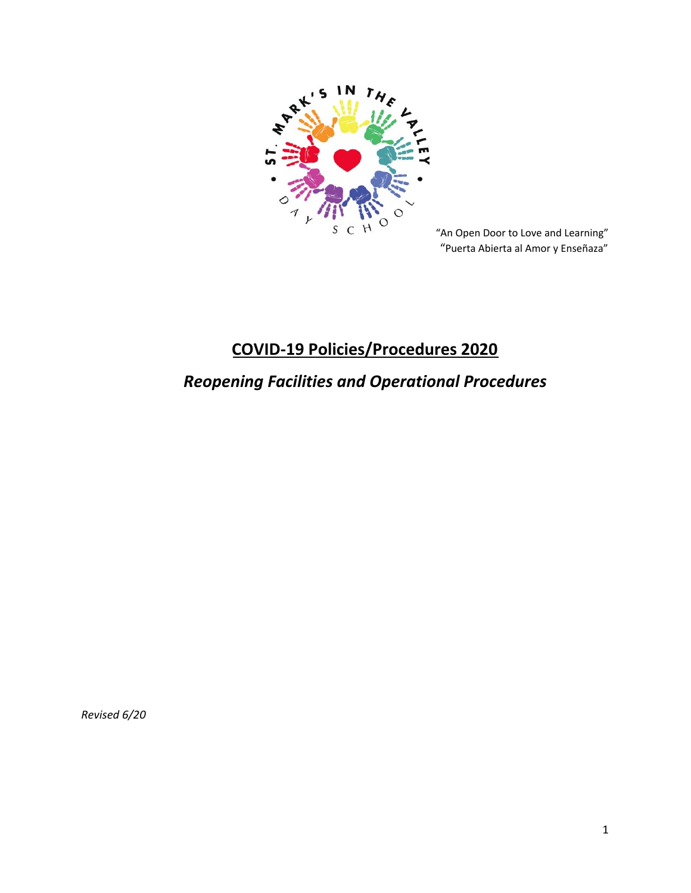ST. MARK'S IN THE VALLEY • DAY SCHOOL •

"An Open Door to Love and Learning"
"Puerta Abierta al Amor y Enseñaza"

# COVID-19 Policies/Procedures 2020

## *Reopening Facilities and Operational Procedures*

*Revised 6/20*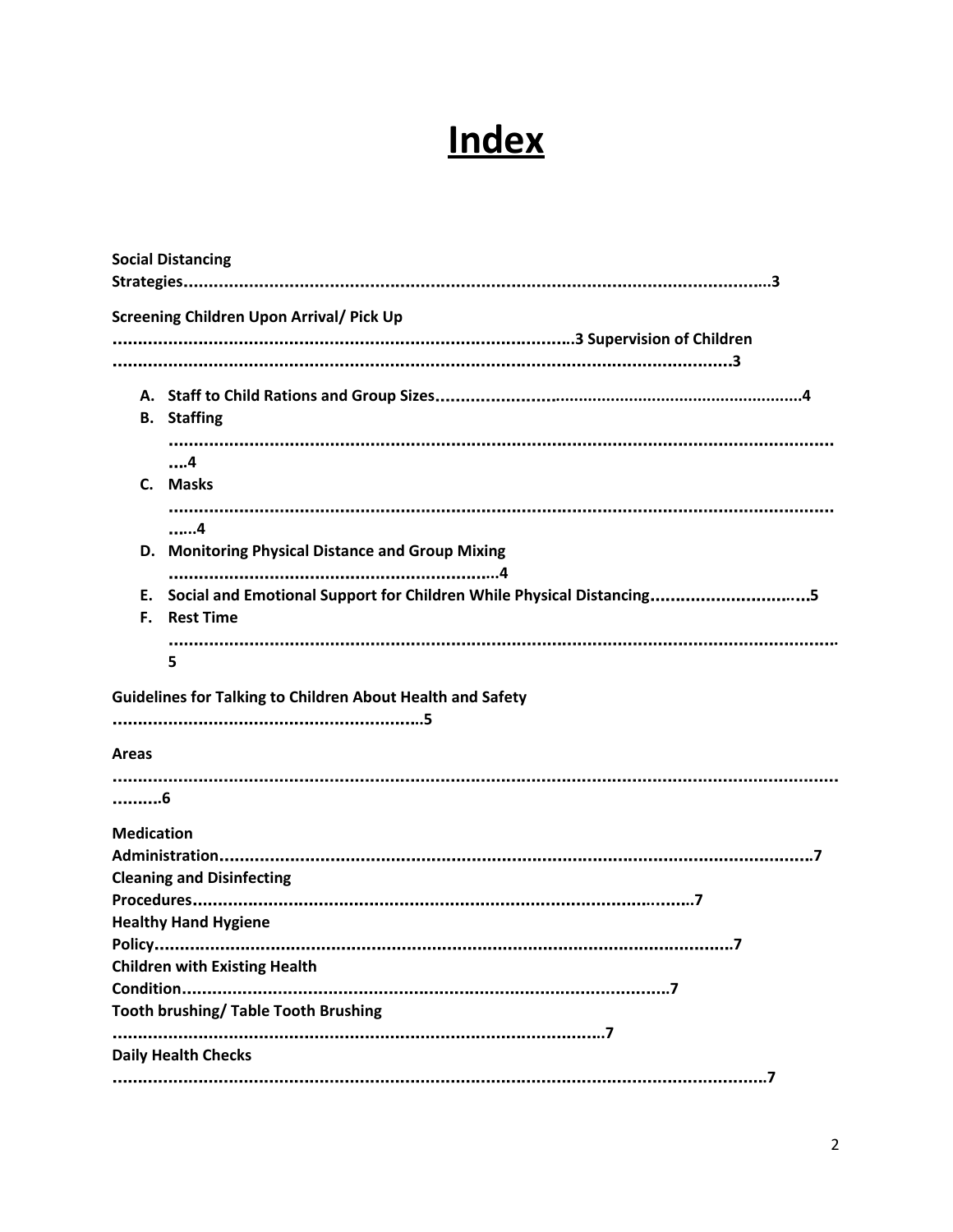# Index

**Social Distancing Strategies........................................................3**

**Screening Children Upon Arrival/ Pick Up ........................................................3**

**Supervision of Children ........................................................3**

A. **Staff to Child Rations and Group Sizes........................................................4**
B. **Staffing ........................................................4**
C. **Masks ........................................................4**
D. **Monitoring Physical Distance and Group Mixing ........................................................4**
E. **Social and Emotional Support for Children While Physical Distancing........................................................5**
F. **Rest Time ........................................................5**

**Guidelines for Talking to Children About Health and Safety ........................................................5**

**Areas ........................................................6**

**Medication Administration........................................................7**

**Cleaning and Disinfecting Procedures........................................................7**

**Healthy Hand Hygiene Policy........................................................7**

**Children with Existing Health Condition........................................................7**

**Tooth brushing/ Table Tooth Brushing ........................................................7**

**Daily Health Checks ........................................................7**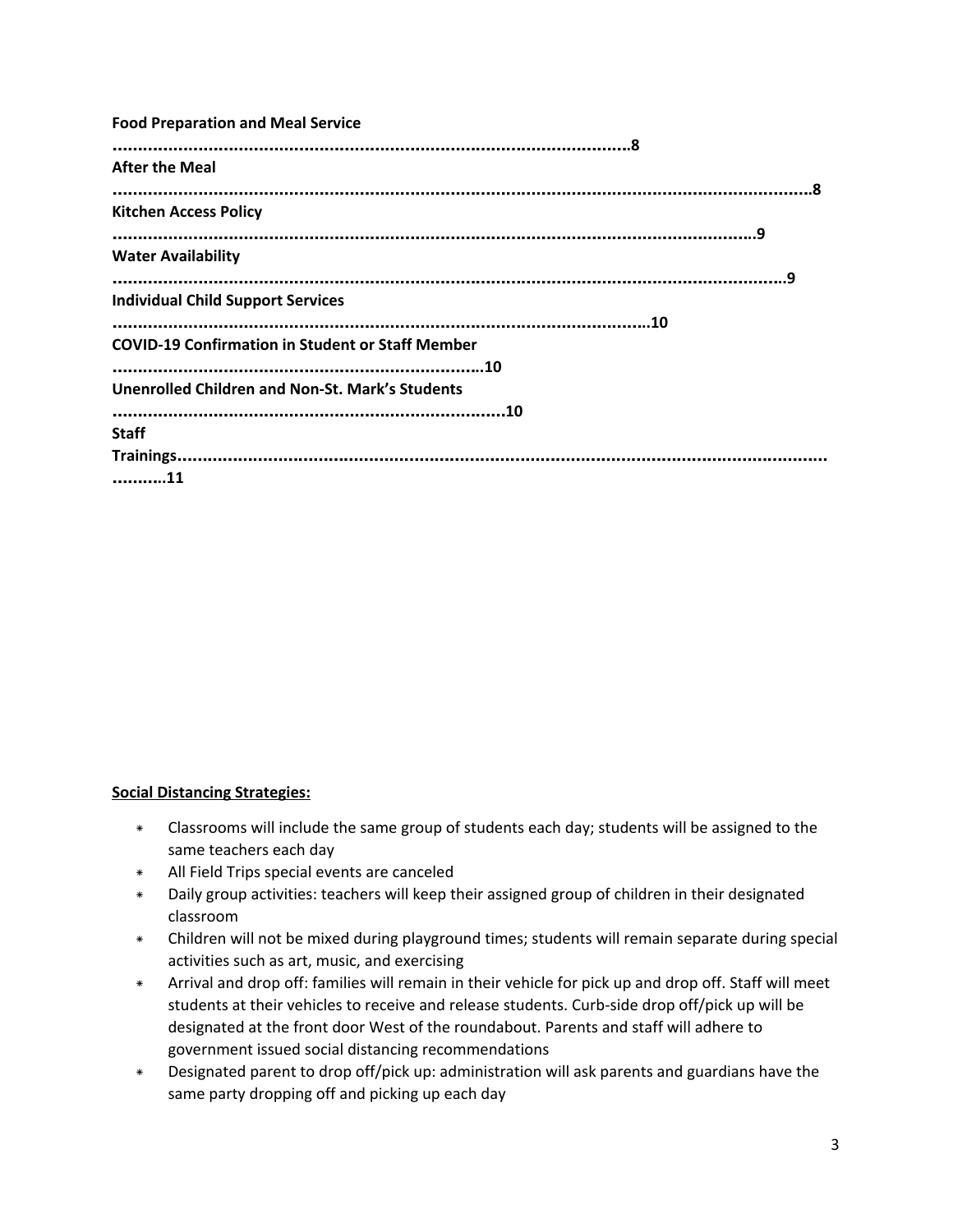**Food Preparation and Meal Service** ........................................................................................................8

**After the Meal** ........................................................................................................................................8

**Kitchen Access Policy** ..........................................................................................................................9

**Water Availability** ..................................................................................................................................9

**Individual Child Support Services** ........................................................................................................10

**COVID-19 Confirmation in Student or Staff Member** .........................................................................10

**Unenrolled Children and Non-St. Mark's Students** ..............................................................................10

**Staff Trainings**..........................................................................................................................................11

**Social Distancing Strategies:**

- Classrooms will include the same group of students each day; students will be assigned to the same teachers each day
- All Field Trips special events are canceled
- Daily group activities: teachers will keep their assigned group of children in their designated classroom
- Children will not be mixed during playground times; students will remain separate during special activities such as art, music, and exercising
- Arrival and drop off: families will remain in their vehicle for pick up and drop off. Staff will meet students at their vehicles to receive and release students. Curb-side drop off/pick up will be designated at the front door West of the roundabout. Parents and staff will adhere to government issued social distancing recommendations
- Designated parent to drop off/pick up: administration will ask parents and guardians have the same party dropping off and picking up each day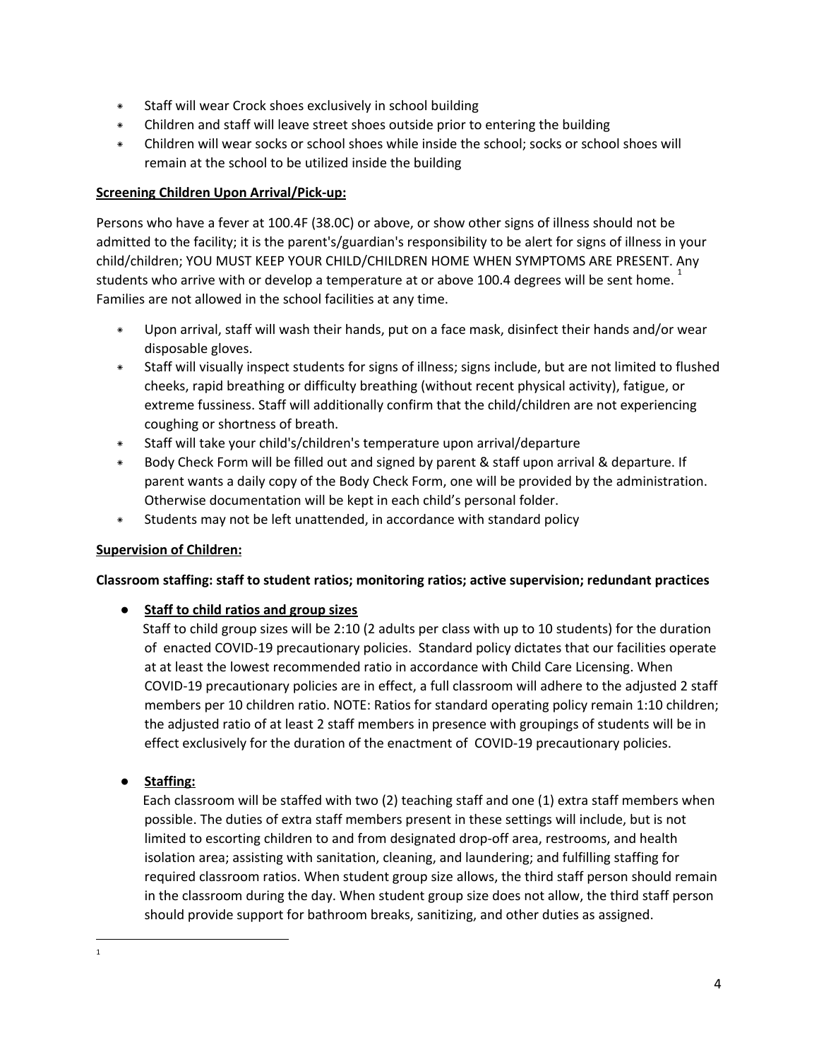- Staff will wear Crock shoes exclusively in school building
- Children and staff will leave street shoes outside prior to entering the building
- Children will wear socks or school shoes while inside the school; socks or school shoes will remain at the school to be utilized inside the building

**Screening Children Upon Arrival/Pick-up:**

Persons who have a fever at 100.4F (38.0C) or above, or show other signs of illness should not be admitted to the facility; it is the parent's/guardian's responsibility to be alert for signs of illness in your child/children; YOU MUST KEEP YOUR CHILD/CHILDREN HOME WHEN SYMPTOMS ARE PRESENT. Any students who arrive with or develop a temperature at or above 100.4 degrees will be sent home. [1] Families are not allowed in the school facilities at any time.

- Upon arrival, staff will wash their hands, put on a face mask, disinfect their hands and/or wear disposable gloves.
- Staff will visually inspect students for signs of illness; signs include, but are not limited to flushed cheeks, rapid breathing or difficulty breathing (without recent physical activity), fatigue, or extreme fussiness. Staff will additionally confirm that the child/children are not experiencing coughing or shortness of breath.
- Staff will take your child's/children's temperature upon arrival/departure
- Body Check Form will be filled out and signed by parent & staff upon arrival & departure. If parent wants a daily copy of the Body Check Form, one will be provided by the administration. Otherwise documentation will be kept in each child's personal folder.
- Students may not be left unattended, in accordance with standard policy

**Supervision of Children:**

**Classroom staffing: staff to student ratios; monitoring ratios; active supervision; redundant practices**

- **Staff to child ratios and group sizes**

  Staff to child group sizes will be 2:10 (2 adults per class with up to 10 students) for the duration of enacted COVID-19 precautionary policies. Standard policy dictates that our facilities operate at at least the lowest recommended ratio in accordance with Child Care Licensing. When COVID-19 precautionary policies are in effect, a full classroom will adhere to the adjusted 2 staff members per 10 children ratio. NOTE: Ratios for standard operating policy remain 1:10 children; the adjusted ratio of at least 2 staff members in presence with groupings of students will be in effect exclusively for the duration of the enactment of COVID-19 precautionary policies.

- **Staffing:**

  Each classroom will be staffed with two (2) teaching staff and one (1) extra staff members when possible. The duties of extra staff members present in these settings will include, but is not limited to escorting children to and from designated drop-off area, restrooms, and health isolation area; assisting with sanitation, cleaning, and laundering; and fulfilling staffing for required classroom ratios. When student group size allows, the third staff person should remain in the classroom during the day. When student group size does not allow, the third staff person should provide support for bathroom breaks, sanitizing, and other duties as assigned.

---

[1]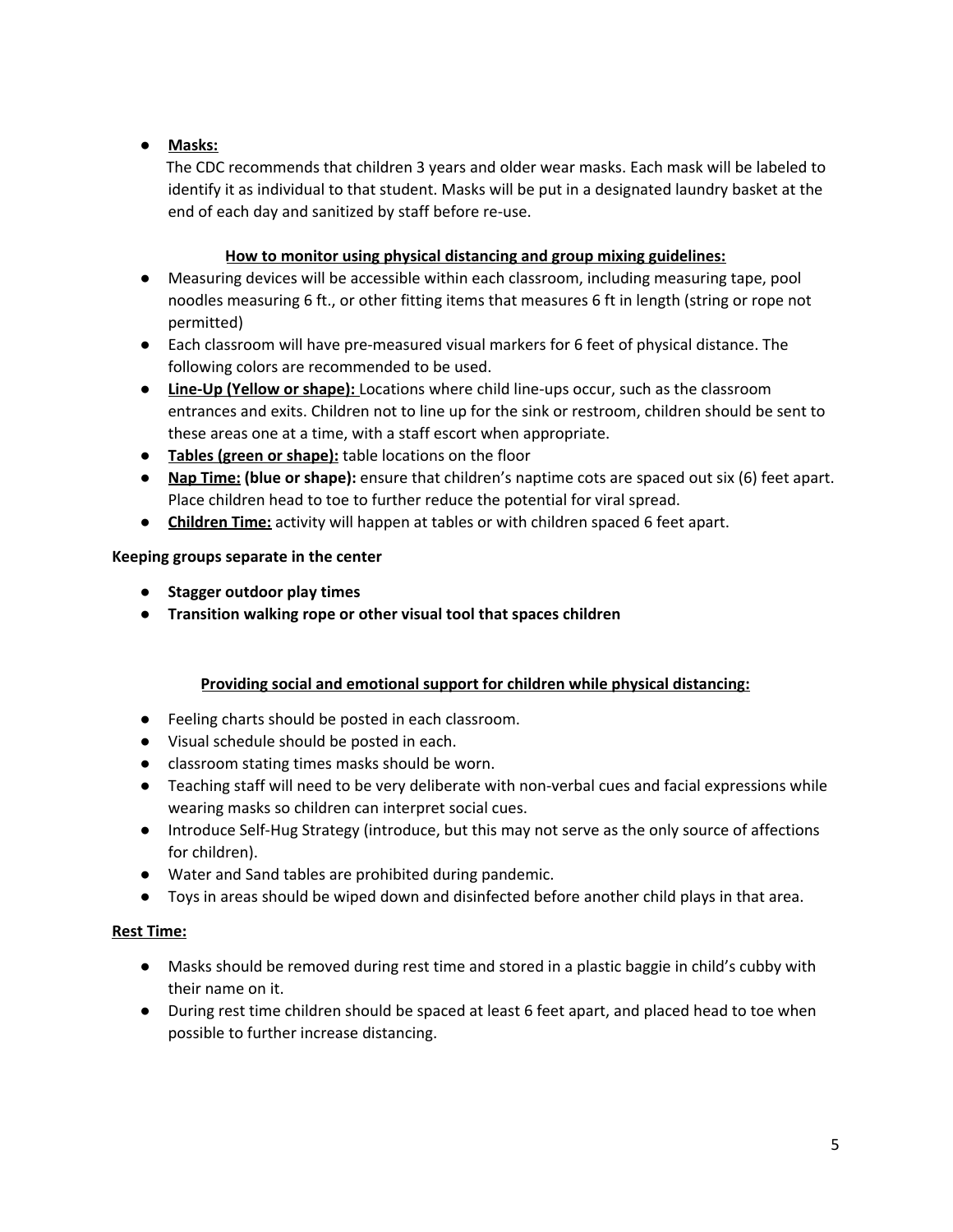- **Masks:**
  The CDC recommends that children 3 years and older wear masks. Each mask will be labeled to identify it as individual to that student. Masks will be put in a designated laundry basket at the end of each day and sanitized by staff before re-use.

**How to monitor using physical distancing and group mixing guidelines:**

- Measuring devices will be accessible within each classroom, including measuring tape, pool noodles measuring 6 ft., or other fitting items that measures 6 ft in length (string or rope not permitted)
- Each classroom will have pre-measured visual markers for 6 feet of physical distance. The following colors are recommended to be used.
- **Line-Up (Yellow or shape):** Locations where child line-ups occur, such as the classroom entrances and exits. Children not to line up for the sink or restroom, children should be sent to these areas one at a time, with a staff escort when appropriate.
- **Tables (green or shape):** table locations on the floor
- **Nap Time: (blue or shape):** ensure that children's naptime cots are spaced out six (6) feet apart. Place children head to toe to further reduce the potential for viral spread.
- **Children Time:** activity will happen at tables or with children spaced 6 feet apart.

**Keeping groups separate in the center**

- **Stagger outdoor play times**
- **Transition walking rope or other visual tool that spaces children**

**Providing social and emotional support for children while physical distancing:**

- Feeling charts should be posted in each classroom.
- Visual schedule should be posted in each.
- classroom stating times masks should be worn.
- Teaching staff will need to be very deliberate with non-verbal cues and facial expressions while wearing masks so children can interpret social cues.
- Introduce Self-Hug Strategy (introduce, but this may not serve as the only source of affections for children).
- Water and Sand tables are prohibited during pandemic.
- Toys in areas should be wiped down and disinfected before another child plays in that area.

**Rest Time:**

- Masks should be removed during rest time and stored in a plastic baggie in child's cubby with their name on it.
- During rest time children should be spaced at least 6 feet apart, and placed head to toe when possible to further increase distancing.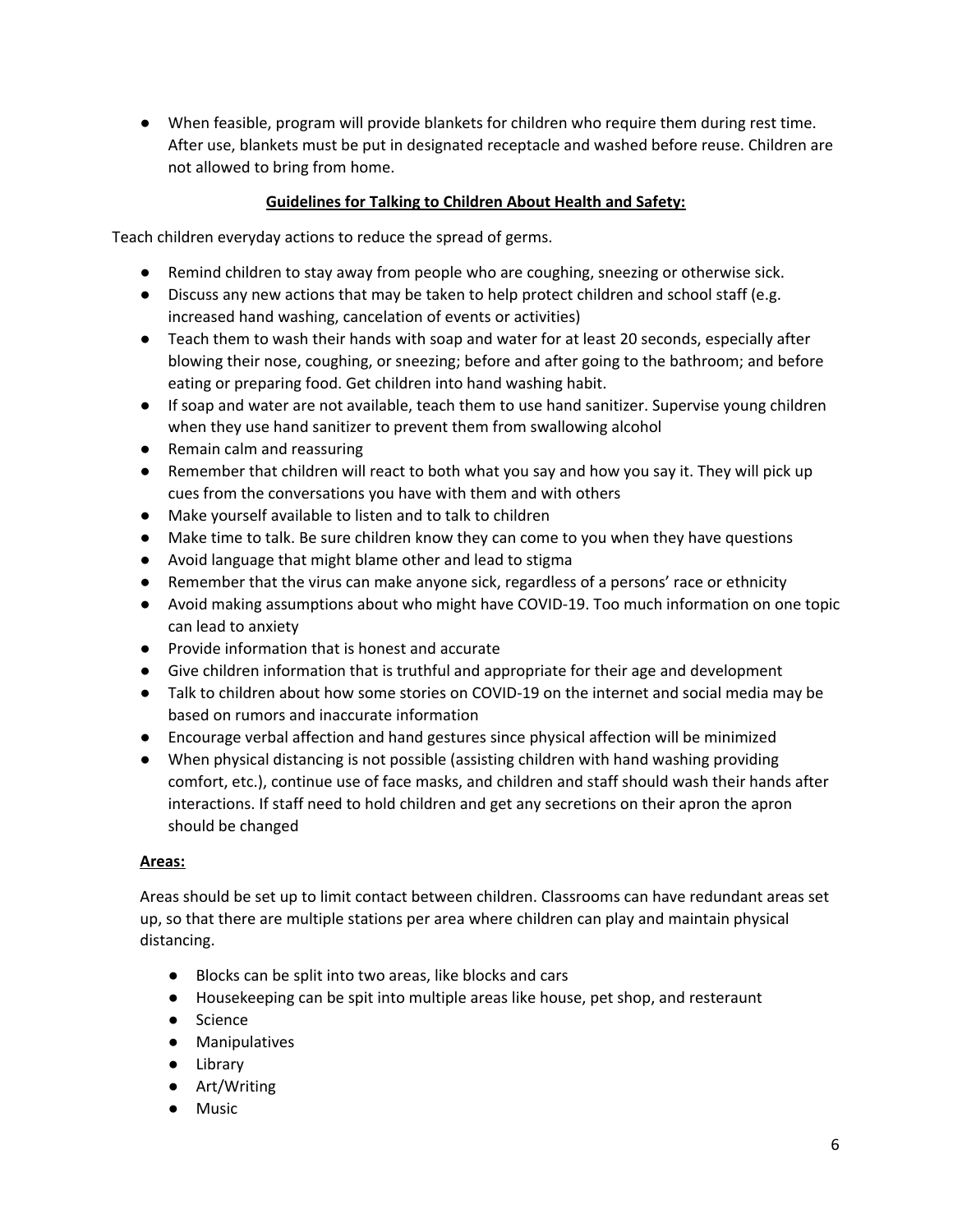- When feasible, program will provide blankets for children who require them during rest time. After use, blankets must be put in designated receptacle and washed before reuse. Children are not allowed to bring from home.

## Guidelines for Talking to Children About Health and Safety:

Teach children everyday actions to reduce the spread of germs.

- Remind children to stay away from people who are coughing, sneezing or otherwise sick.
- Discuss any new actions that may be taken to help protect children and school staff (e.g. increased hand washing, cancelation of events or activities)
- Teach them to wash their hands with soap and water for at least 20 seconds, especially after blowing their nose, coughing, or sneezing; before and after going to the bathroom; and before eating or preparing food. Get children into hand washing habit.
- If soap and water are not available, teach them to use hand sanitizer. Supervise young children when they use hand sanitizer to prevent them from swallowing alcohol
- Remain calm and reassuring
- Remember that children will react to both what you say and how you say it. They will pick up cues from the conversations you have with them and with others
- Make yourself available to listen and to talk to children
- Make time to talk. Be sure children know they can come to you when they have questions
- Avoid language that might blame other and lead to stigma
- Remember that the virus can make anyone sick, regardless of a persons' race or ethnicity
- Avoid making assumptions about who might have COVID-19. Too much information on one topic can lead to anxiety
- Provide information that is honest and accurate
- Give children information that is truthful and appropriate for their age and development
- Talk to children about how some stories on COVID-19 on the internet and social media may be based on rumors and inaccurate information
- Encourage verbal affection and hand gestures since physical affection will be minimized
- When physical distancing is not possible (assisting children with hand washing providing comfort, etc.), continue use of face masks, and children and staff should wash their hands after interactions. If staff need to hold children and get any secretions on their apron the apron should be changed

### Areas:

Areas should be set up to limit contact between children. Classrooms can have redundant areas set up, so that there are multiple stations per area where children can play and maintain physical distancing.

- Blocks can be split into two areas, like blocks and cars
- Housekeeping can be spit into multiple areas like house, pet shop, and resteraunt
- Science
- Manipulatives
- Library
- Art/Writing
- Music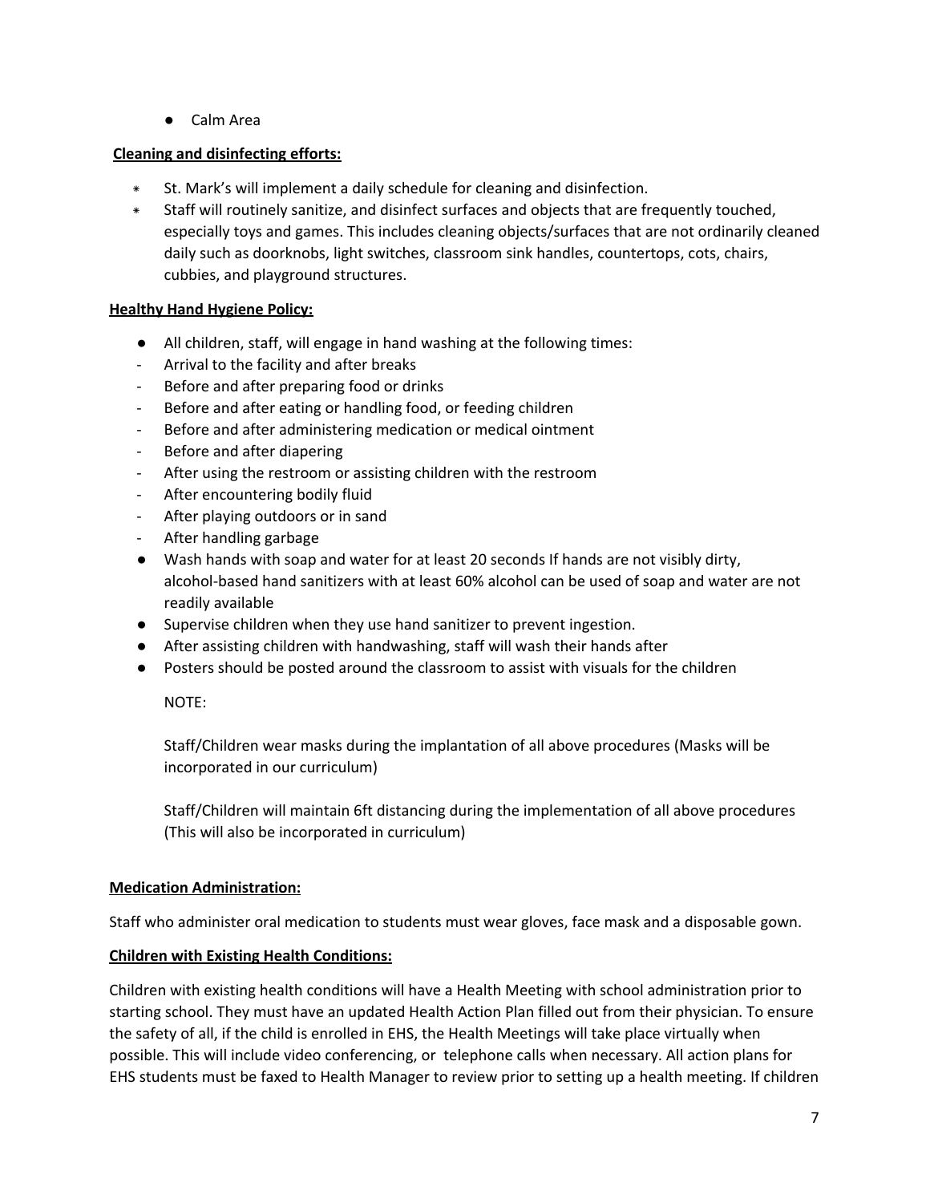- Calm Area

**Cleaning and disinfecting efforts:**

- St. Mark's will implement a daily schedule for cleaning and disinfection.
- Staff will routinely sanitize, and disinfect surfaces and objects that are frequently touched, especially toys and games. This includes cleaning objects/surfaces that are not ordinarily cleaned daily such as doorknobs, light switches, classroom sink handles, countertops, cots, chairs, cubbies, and playground structures.

**Healthy Hand Hygiene Policy:**

- All children, staff, will engage in hand washing at the following times:
- Arrival to the facility and after breaks
- Before and after preparing food or drinks
- Before and after eating or handling food, or feeding children
- Before and after administering medication or medical ointment
- Before and after diapering
- After using the restroom or assisting children with the restroom
- After encountering bodily fluid
- After playing outdoors or in sand
- After handling garbage
- Wash hands with soap and water for at least 20 seconds If hands are not visibly dirty, alcohol-based hand sanitizers with at least 60% alcohol can be used of soap and water are not readily available
- Supervise children when they use hand sanitizer to prevent ingestion.
- After assisting children with handwashing, staff will wash their hands after
- Posters should be posted around the classroom to assist with visuals for the children

NOTE:

Staff/Children wear masks during the implantation of all above procedures (Masks will be incorporated in our curriculum)

Staff/Children will maintain 6ft distancing during the implementation of all above procedures (This will also be incorporated in curriculum)

**Medication Administration:**

Staff who administer oral medication to students must wear gloves, face mask and a disposable gown.

**Children with Existing Health Conditions:**

Children with existing health conditions will have a Health Meeting with school administration prior to starting school. They must have an updated Health Action Plan filled out from their physician. To ensure the safety of all, if the child is enrolled in EHS, the Health Meetings will take place virtually when possible. This will include video conferencing, or telephone calls when necessary. All action plans for EHS students must be faxed to Health Manager to review prior to setting up a health meeting. If children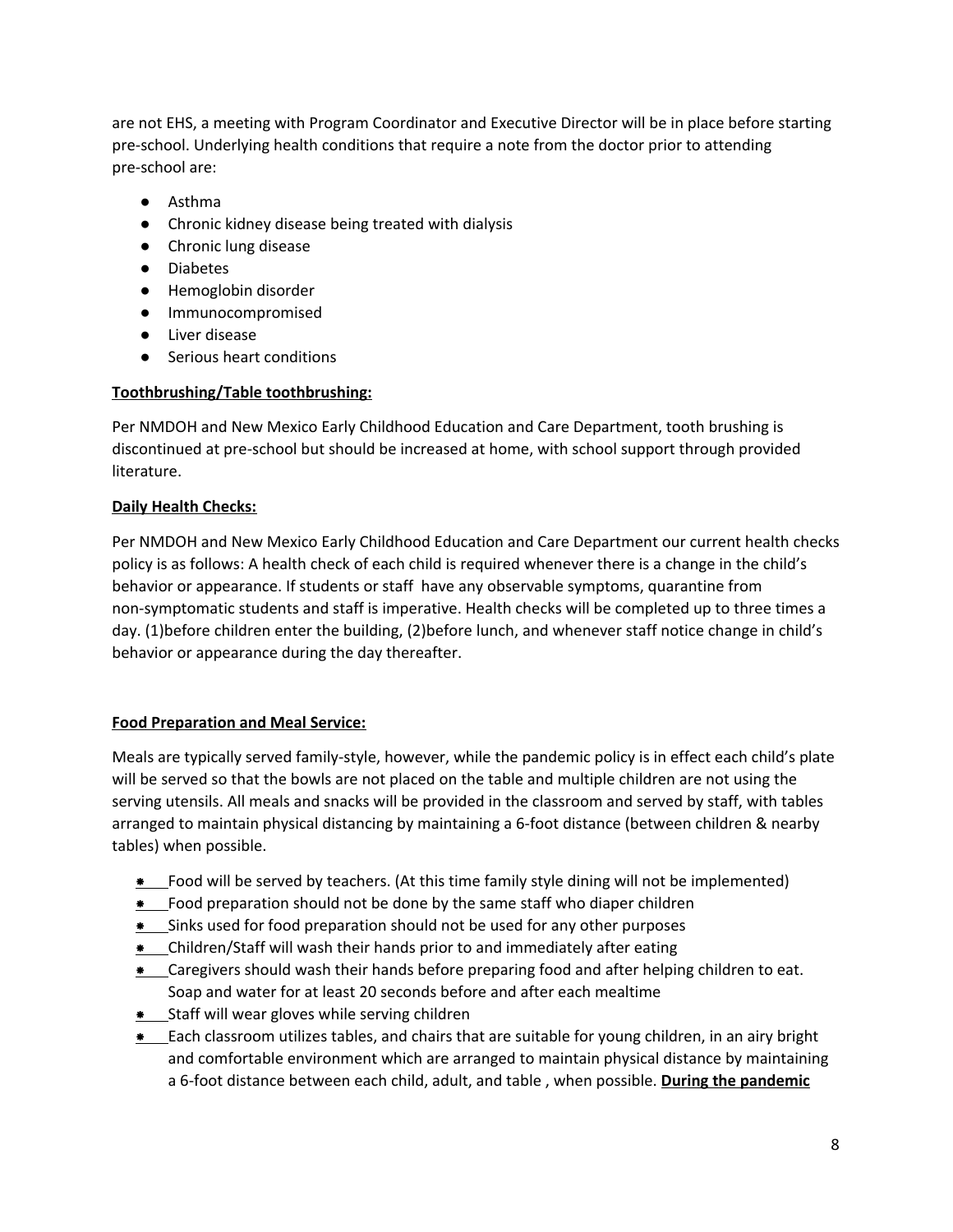are not EHS, a meeting with Program Coordinator and Executive Director will be in place before starting pre-school. Underlying health conditions that require a note from the doctor prior to attending pre-school are:

- Asthma
- Chronic kidney disease being treated with dialysis
- Chronic lung disease
- Diabetes
- Hemoglobin disorder
- Immunocompromised
- Liver disease
- Serious heart conditions

**Toothbrushing/Table toothbrushing:**

Per NMDOH and New Mexico Early Childhood Education and Care Department, tooth brushing is discontinued at pre-school but should be increased at home, with school support through provided literature.

**Daily Health Checks:**

Per NMDOH and New Mexico Early Childhood Education and Care Department our current health checks policy is as follows: A health check of each child is required whenever there is a change in the child's behavior or appearance. If students or staff have any observable symptoms, quarantine from non-symptomatic students and staff is imperative. Health checks will be completed up to three times a day. (1)before children enter the building, (2)before lunch, and whenever staff notice change in child's behavior or appearance during the day thereafter.

**Food Preparation and Meal Service:**

Meals are typically served family-style, however, while the pandemic policy is in effect each child's plate will be served so that the bowls are not placed on the table and multiple children are not using the serving utensils. All meals and snacks will be provided in the classroom and served by staff, with tables arranged to maintain physical distancing by maintaining a 6-foot distance (between children & nearby tables) when possible.

- Food will be served by teachers. (At this time family style dining will not be implemented)
- Food preparation should not be done by the same staff who diaper children
- Sinks used for food preparation should not be used for any other purposes
- Children/Staff will wash their hands prior to and immediately after eating
- Caregivers should wash their hands before preparing food and after helping children to eat. Soap and water for at least 20 seconds before and after each mealtime
- Staff will wear gloves while serving children
- Each classroom utilizes tables, and chairs that are suitable for young children, in an airy bright and comfortable environment which are arranged to maintain physical distance by maintaining a 6-foot distance between each child, adult, and table , when possible. **During the pandemic**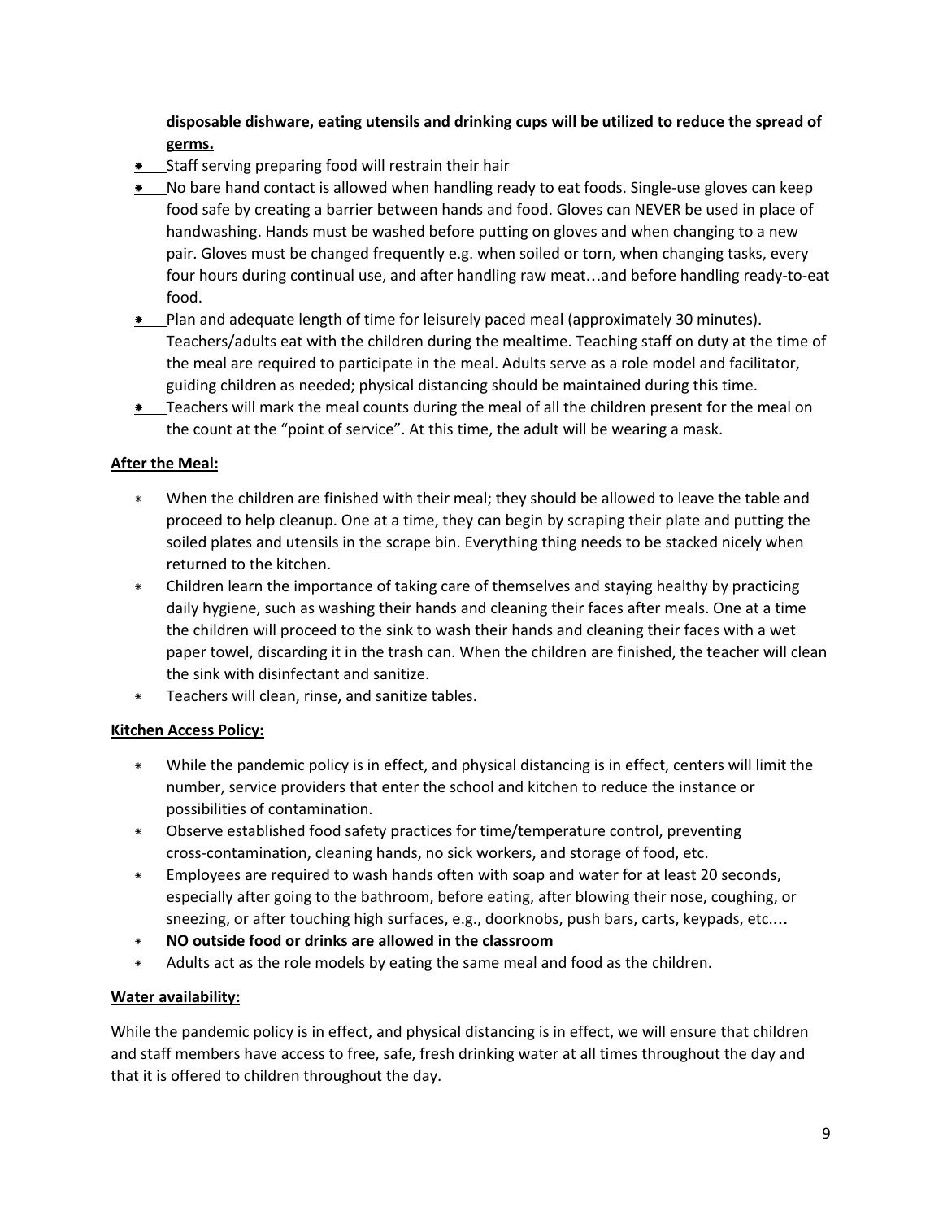**disposable dishware, eating utensils and drinking cups will be utilized to reduce the spread of germs.**

- Staff serving preparing food will restrain their hair
- No bare hand contact is allowed when handling ready to eat foods. Single-use gloves can keep food safe by creating a barrier between hands and food. Gloves can NEVER be used in place of handwashing. Hands must be washed before putting on gloves and when changing to a new pair. Gloves must be changed frequently e.g. when soiled or torn, when changing tasks, every four hours during continual use, and after handling raw meat…and before handling ready-to-eat food.
- Plan and adequate length of time for leisurely paced meal (approximately 30 minutes). Teachers/adults eat with the children during the mealtime. Teaching staff on duty at the time of the meal are required to participate in the meal. Adults serve as a role model and facilitator, guiding children as needed; physical distancing should be maintained during this time.
- Teachers will mark the meal counts during the meal of all the children present for the meal on the count at the "point of service". At this time, the adult will be wearing a mask.

**After the Meal:**

- When the children are finished with their meal; they should be allowed to leave the table and proceed to help cleanup. One at a time, they can begin by scraping their plate and putting the soiled plates and utensils in the scrape bin. Everything thing needs to be stacked nicely when returned to the kitchen.
- Children learn the importance of taking care of themselves and staying healthy by practicing daily hygiene, such as washing their hands and cleaning their faces after meals. One at a time the children will proceed to the sink to wash their hands and cleaning their faces with a wet paper towel, discarding it in the trash can. When the children are finished, the teacher will clean the sink with disinfectant and sanitize.
- Teachers will clean, rinse, and sanitize tables.

**Kitchen Access Policy:**

- While the pandemic policy is in effect, and physical distancing is in effect, centers will limit the number, service providers that enter the school and kitchen to reduce the instance or possibilities of contamination.
- Observe established food safety practices for time/temperature control, preventing cross-contamination, cleaning hands, no sick workers, and storage of food, etc.
- Employees are required to wash hands often with soap and water for at least 20 seconds, especially after going to the bathroom, before eating, after blowing their nose, coughing, or sneezing, or after touching high surfaces, e.g., doorknobs, push bars, carts, keypads, etc.…
- **NO outside food or drinks are allowed in the classroom**
- Adults act as the role models by eating the same meal and food as the children.

**Water availability:**

While the pandemic policy is in effect, and physical distancing is in effect, we will ensure that children and staff members have access to free, safe, fresh drinking water at all times throughout the day and that it is offered to children throughout the day.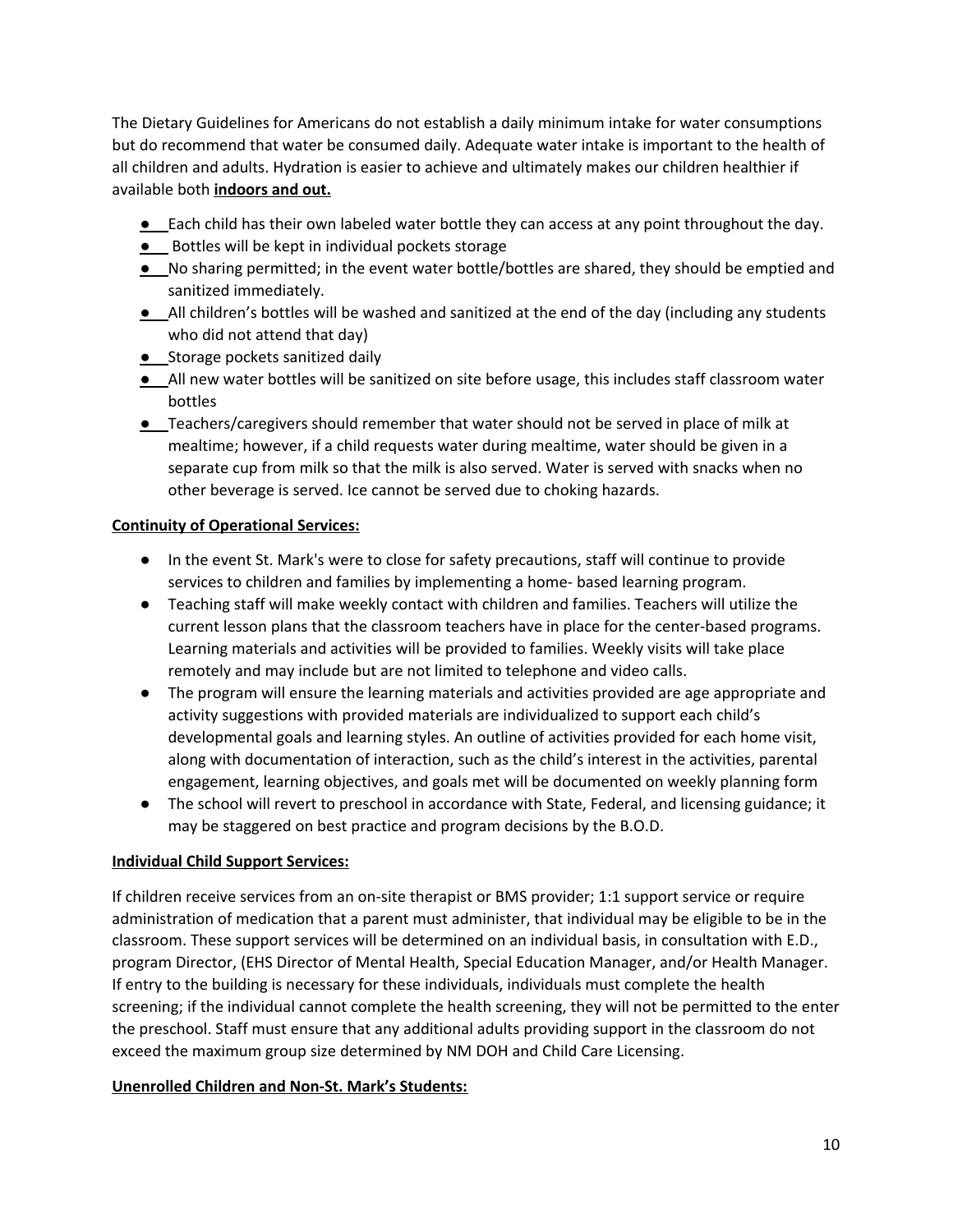The Dietary Guidelines for Americans do not establish a daily minimum intake for water consumptions but do recommend that water be consumed daily. Adequate water intake is important to the health of all children and adults. Hydration is easier to achieve and ultimately makes our children healthier if available both **indoors and out.**

- Each child has their own labeled water bottle they can access at any point throughout the day.
- Bottles will be kept in individual pockets storage
- No sharing permitted; in the event water bottle/bottles are shared, they should be emptied and sanitized immediately.
- All children's bottles will be washed and sanitized at the end of the day (including any students who did not attend that day)
- Storage pockets sanitized daily
- All new water bottles will be sanitized on site before usage, this includes staff classroom water bottles
- Teachers/caregivers should remember that water should not be served in place of milk at mealtime; however, if a child requests water during mealtime, water should be given in a separate cup from milk so that the milk is also served. Water is served with snacks when no other beverage is served. Ice cannot be served due to choking hazards.

**Continuity of Operational Services:**

- In the event St. Mark's were to close for safety precautions, staff will continue to provide services to children and families by implementing a home- based learning program.
- Teaching staff will make weekly contact with children and families. Teachers will utilize the current lesson plans that the classroom teachers have in place for the center-based programs. Learning materials and activities will be provided to families. Weekly visits will take place remotely and may include but are not limited to telephone and video calls.
- The program will ensure the learning materials and activities provided are age appropriate and activity suggestions with provided materials are individualized to support each child's developmental goals and learning styles. An outline of activities provided for each home visit, along with documentation of interaction, such as the child's interest in the activities, parental engagement, learning objectives, and goals met will be documented on weekly planning form
- The school will revert to preschool in accordance with State, Federal, and licensing guidance; it may be staggered on best practice and program decisions by the B.O.D.

**Individual Child Support Services:**

If children receive services from an on-site therapist or BMS provider; 1:1 support service or require administration of medication that a parent must administer, that individual may be eligible to be in the classroom. These support services will be determined on an individual basis, in consultation with E.D., program Director, (EHS Director of Mental Health, Special Education Manager, and/or Health Manager. If entry to the building is necessary for these individuals, individuals must complete the health screening; if the individual cannot complete the health screening, they will not be permitted to the enter the preschool. Staff must ensure that any additional adults providing support in the classroom do not exceed the maximum group size determined by NM DOH and Child Care Licensing.

**Unenrolled Children and Non-St. Mark's Students:**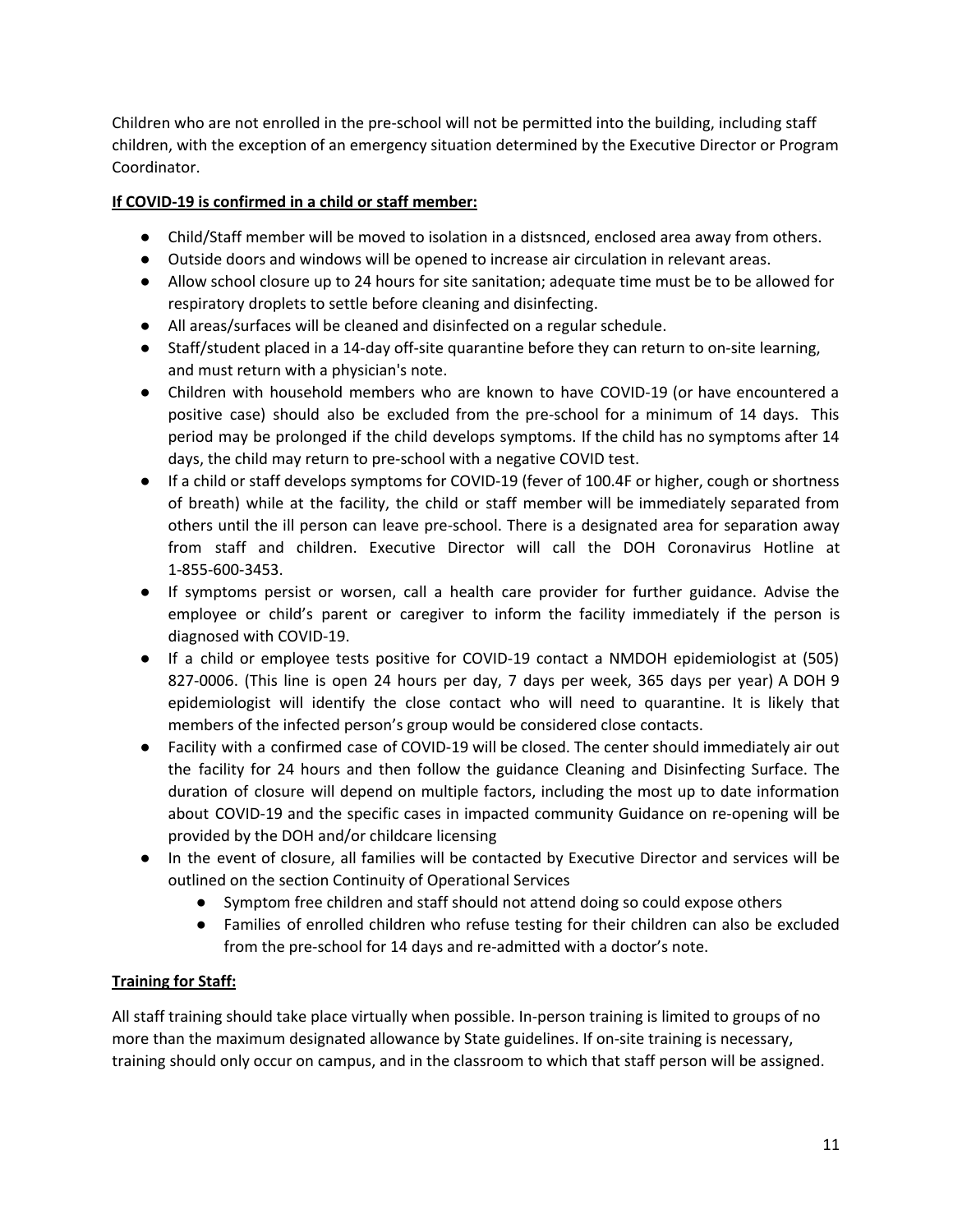Children who are not enrolled in the pre-school will not be permitted into the building, including staff children, with the exception of an emergency situation determined by the Executive Director or Program Coordinator.

**If COVID-19 is confirmed in a child or staff member:**

- Child/Staff member will be moved to isolation in a distsnced, enclosed area away from others.
- Outside doors and windows will be opened to increase air circulation in relevant areas.
- Allow school closure up to 24 hours for site sanitation; adequate time must be to be allowed for respiratory droplets to settle before cleaning and disinfecting.
- All areas/surfaces will be cleaned and disinfected on a regular schedule.
- Staff/student placed in a 14-day off-site quarantine before they can return to on-site learning, and must return with a physician's note.
- Children with household members who are known to have COVID-19 (or have encountered a positive case) should also be excluded from the pre-school for a minimum of 14 days. This period may be prolonged if the child develops symptoms. If the child has no symptoms after 14 days, the child may return to pre-school with a negative COVID test.
- If a child or staff develops symptoms for COVID-19 (fever of 100.4F or higher, cough or shortness of breath) while at the facility, the child or staff member will be immediately separated from others until the ill person can leave pre-school. There is a designated area for separation away from staff and children. Executive Director will call the DOH Coronavirus Hotline at 1-855-600-3453.
- If symptoms persist or worsen, call a health care provider for further guidance. Advise the employee or child's parent or caregiver to inform the facility immediately if the person is diagnosed with COVID-19.
- If a child or employee tests positive for COVID-19 contact a NMDOH epidemiologist at (505) 827-0006. (This line is open 24 hours per day, 7 days per week, 365 days per year) A DOH 9 epidemiologist will identify the close contact who will need to quarantine. It is likely that members of the infected person's group would be considered close contacts.
- Facility with a confirmed case of COVID-19 will be closed. The center should immediately air out the facility for 24 hours and then follow the guidance Cleaning and Disinfecting Surface. The duration of closure will depend on multiple factors, including the most up to date information about COVID-19 and the specific cases in impacted community Guidance on re-opening will be provided by the DOH and/or childcare licensing
- In the event of closure, all families will be contacted by Executive Director and services will be outlined on the section Continuity of Operational Services
    - Symptom free children and staff should not attend doing so could expose others
    - Families of enrolled children who refuse testing for their children can also be excluded from the pre-school for 14 days and re-admitted with a doctor's note.

**Training for Staff:**

All staff training should take place virtually when possible. In-person training is limited to groups of no more than the maximum designated allowance by State guidelines. If on-site training is necessary, training should only occur on campus, and in the classroom to which that staff person will be assigned.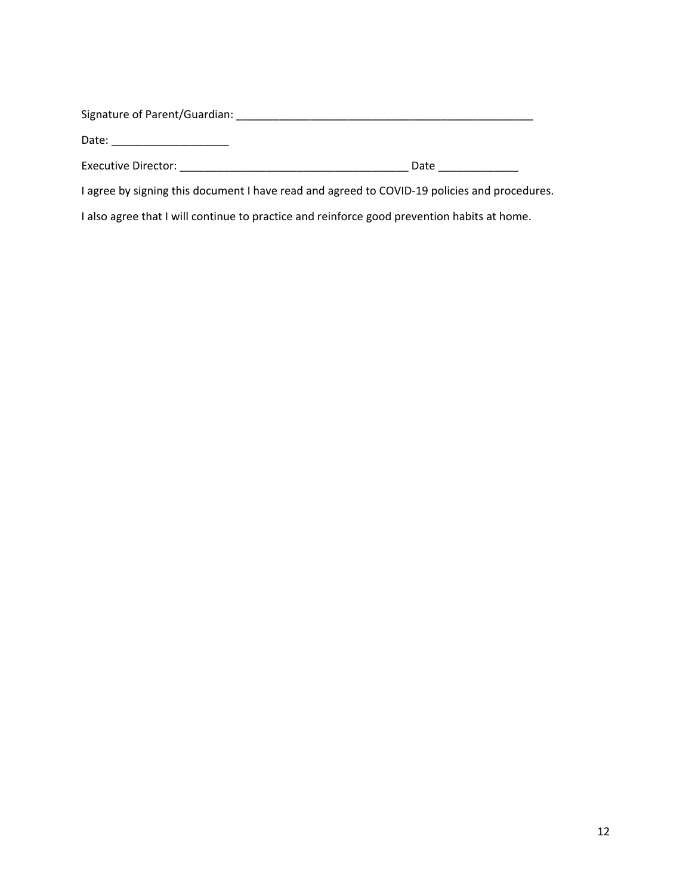Signature of Parent/Guardian: ___________________________________________________

Date: ___________________

Executive Director: _____________________________________ Date _____________

I agree by signing this document I have read and agreed to COVID-19 policies and procedures.

I also agree that I will continue to practice and reinforce good prevention habits at home.